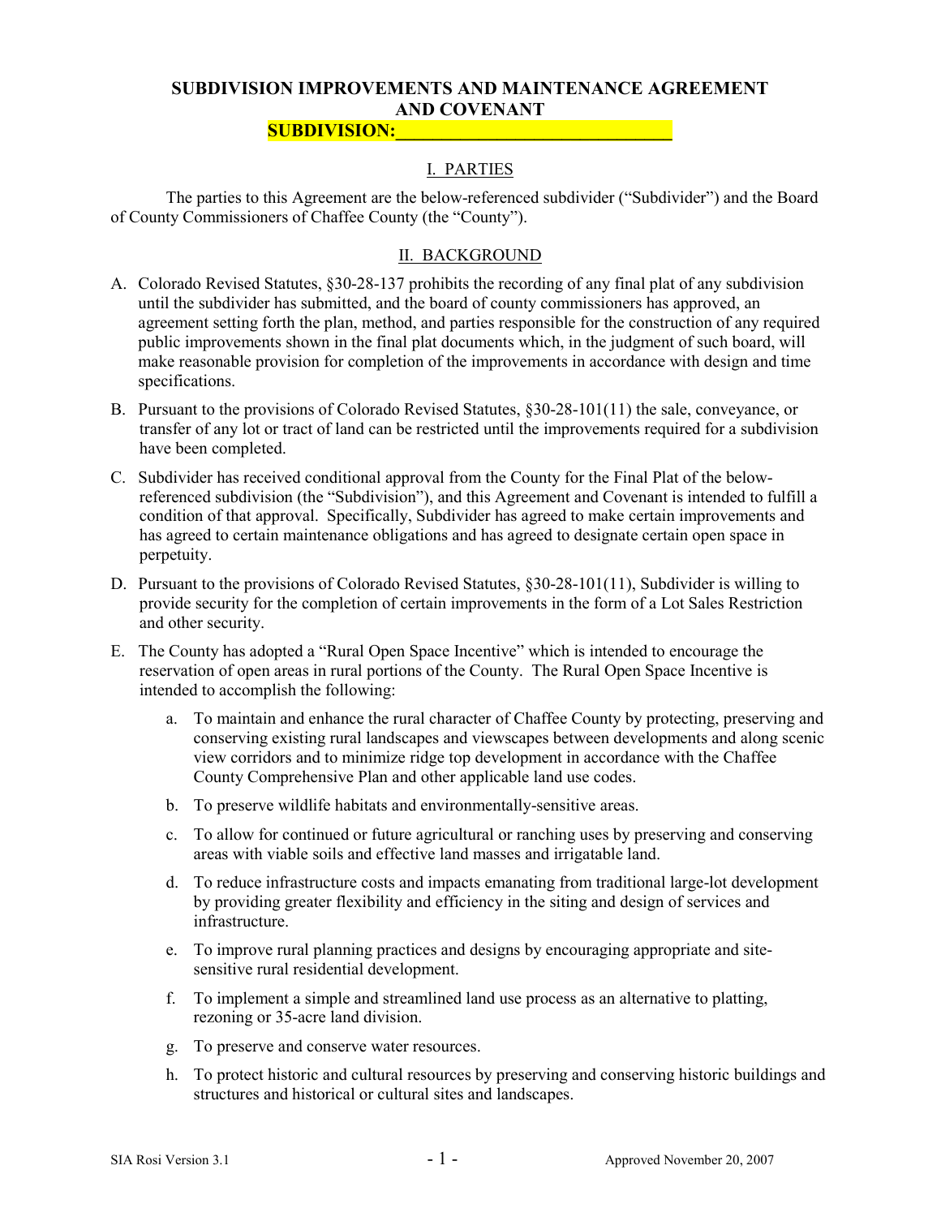# SUBDIVISION IMPROVEMENTS AND MAINTENANCE AGREEMENT AND COVENANT

**SUBDIVISION:______________________________**

## I. PARTIES

The parties to this Agreement are the below-referenced subdivider ("Subdivider") and the Board of County Commissioners of Chaffee County (the "County").

## II. BACKGROUND

A. Colorado Revised Statutes, §30-28-137 prohibits the recording of any final plat of any subdivision until the subdivider has submitted, and the board of county commissioners has approved, an agreement setting forth the plan, method, and parties responsible for the construction of any required public improvements shown in the final plat documents which, in the judgment of such board, will make reasonable provision for completion of the improvements in accordance with design and time specifications.

B. Pursuant to the provisions of Colorado Revised Statutes, §30-28-101(11) the sale, conveyance, or transfer of any lot or tract of land can be restricted until the improvements required for a subdivision have been completed.

C. Subdivider has received conditional approval from the County for the Final Plat of the below-referenced subdivision (the "Subdivision"), and this Agreement and Covenant is intended to fulfill a condition of that approval. Specifically, Subdivider has agreed to make certain improvements and has agreed to certain maintenance obligations and has agreed to designate certain open space in perpetuity.

D. Pursuant to the provisions of Colorado Revised Statutes, §30-28-101(11), Subdivider is willing to provide security for the completion of certain improvements in the form of a Lot Sales Restriction and other security.

E. The County has adopted a "Rural Open Space Incentive" which is intended to encourage the reservation of open areas in rural portions of the County. The Rural Open Space Incentive is intended to accomplish the following:

   a. To maintain and enhance the rural character of Chaffee County by protecting, preserving and conserving existing rural landscapes and viewscapes between developments and along scenic view corridors and to minimize ridge top development in accordance with the Chaffee County Comprehensive Plan and other applicable land use codes.

   b. To preserve wildlife habitats and environmentally-sensitive areas.

   c. To allow for continued or future agricultural or ranching uses by preserving and conserving areas with viable soils and effective land masses and irrigatable land.

   d. To reduce infrastructure costs and impacts emanating from traditional large-lot development by providing greater flexibility and efficiency in the siting and design of services and infrastructure.

   e. To improve rural planning practices and designs by encouraging appropriate and site-sensitive rural residential development.

   f. To implement a simple and streamlined land use process as an alternative to platting, rezoning or 35-acre land division.

   g. To preserve and conserve water resources.

   h. To protect historic and cultural resources by preserving and conserving historic buildings and structures and historical or cultural sites and landscapes.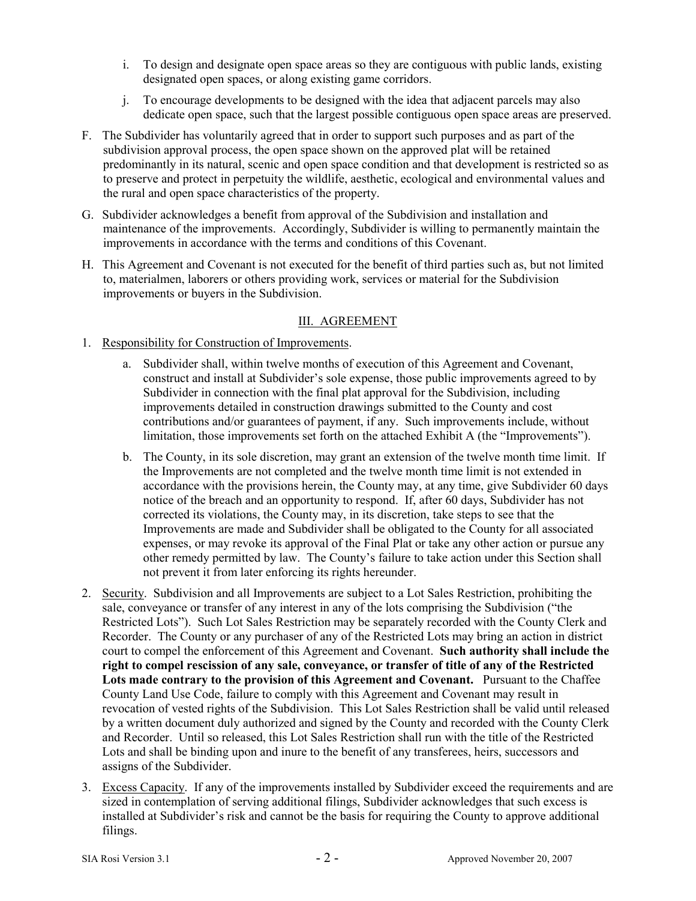i. To design and designate open space areas so they are contiguous with public lands, existing designated open spaces, or along existing game corridors.

j. To encourage developments to be designed with the idea that adjacent parcels may also dedicate open space, such that the largest possible contiguous open space areas are preserved.

F. The Subdivider has voluntarily agreed that in order to support such purposes and as part of the subdivision approval process, the open space shown on the approved plat will be retained predominantly in its natural, scenic and open space condition and that development is restricted so as to preserve and protect in perpetuity the wildlife, aesthetic, ecological and environmental values and the rural and open space characteristics of the property.

G. Subdivider acknowledges a benefit from approval of the Subdivision and installation and maintenance of the improvements. Accordingly, Subdivider is willing to permanently maintain the improvements in accordance with the terms and conditions of this Covenant.

H. This Agreement and Covenant is not executed for the benefit of third parties such as, but not limited to, materialmen, laborers or others providing work, services or material for the Subdivision improvements or buyers in the Subdivision.

## III. AGREEMENT

1. Responsibility for Construction of Improvements.

   a. Subdivider shall, within twelve months of execution of this Agreement and Covenant, construct and install at Subdivider's sole expense, those public improvements agreed to by Subdivider in connection with the final plat approval for the Subdivision, including improvements detailed in construction drawings submitted to the County and cost contributions and/or guarantees of payment, if any. Such improvements include, without limitation, those improvements set forth on the attached Exhibit A (the "Improvements").

   b. The County, in its sole discretion, may grant an extension of the twelve month time limit. If the Improvements are not completed and the twelve month time limit is not extended in accordance with the provisions herein, the County may, at any time, give Subdivider 60 days notice of the breach and an opportunity to respond. If, after 60 days, Subdivider has not corrected its violations, the County may, in its discretion, take steps to see that the Improvements are made and Subdivider shall be obligated to the County for all associated expenses, or may revoke its approval of the Final Plat or take any other action or pursue any other remedy permitted by law. The County's failure to take action under this Section shall not prevent it from later enforcing its rights hereunder.

2. Security. Subdivision and all Improvements are subject to a Lot Sales Restriction, prohibiting the sale, conveyance or transfer of any interest in any of the lots comprising the Subdivision ("the Restricted Lots"). Such Lot Sales Restriction may be separately recorded with the County Clerk and Recorder. The County or any purchaser of any of the Restricted Lots may bring an action in district court to compel the enforcement of this Agreement and Covenant. **Such authority shall include the right to compel rescission of any sale, conveyance, or transfer of title of any of the Restricted Lots made contrary to the provision of this Agreement and Covenant.** Pursuant to the Chaffee County Land Use Code, failure to comply with this Agreement and Covenant may result in revocation of vested rights of the Subdivision. This Lot Sales Restriction shall be valid until released by a written document duly authorized and signed by the County and recorded with the County Clerk and Recorder. Until so released, this Lot Sales Restriction shall run with the title of the Restricted Lots and shall be binding upon and inure to the benefit of any transferees, heirs, successors and assigns of the Subdivider.

3. Excess Capacity. If any of the improvements installed by Subdivider exceed the requirements and are sized in contemplation of serving additional filings, Subdivider acknowledges that such excess is installed at Subdivider's risk and cannot be the basis for requiring the County to approve additional filings.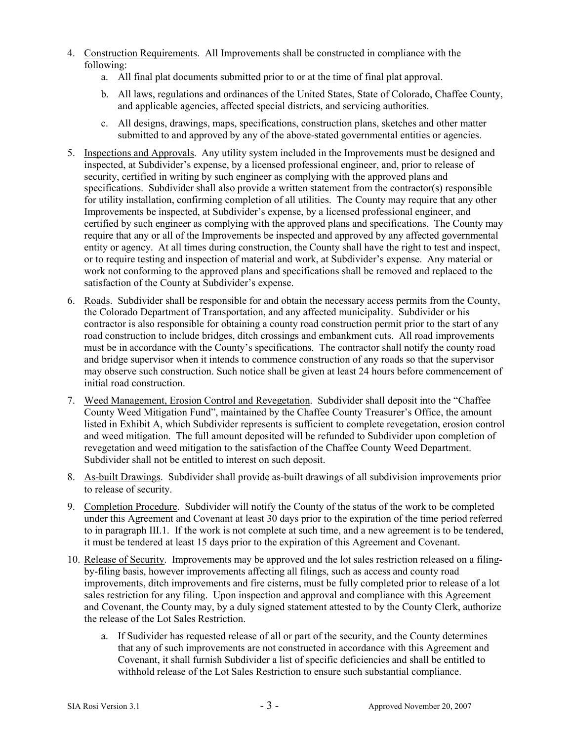4. <u>Construction Requirements</u>. All Improvements shall be constructed in compliance with the following:
    a. All final plat documents submitted prior to or at the time of final plat approval.
    b. All laws, regulations and ordinances of the United States, State of Colorado, Chaffee County, and applicable agencies, affected special districts, and servicing authorities.
    c. All designs, drawings, maps, specifications, construction plans, sketches and other matter submitted to and approved by any of the above-stated governmental entities or agencies.

5. <u>Inspections and Approvals</u>. Any utility system included in the Improvements must be designed and inspected, at Subdivider's expense, by a licensed professional engineer, and, prior to release of security, certified in writing by such engineer as complying with the approved plans and specifications. Subdivider shall also provide a written statement from the contractor(s) responsible for utility installation, confirming completion of all utilities. The County may require that any other Improvements be inspected, at Subdivider's expense, by a licensed professional engineer, and certified by such engineer as complying with the approved plans and specifications. The County may require that any or all of the Improvements be inspected and approved by any affected governmental entity or agency. At all times during construction, the County shall have the right to test and inspect, or to require testing and inspection of material and work, at Subdivider's expense. Any material or work not conforming to the approved plans and specifications shall be removed and replaced to the satisfaction of the County at Subdivider's expense.

6. <u>Roads</u>. Subdivider shall be responsible for and obtain the necessary access permits from the County, the Colorado Department of Transportation, and any affected municipality. Subdivider or his contractor is also responsible for obtaining a county road construction permit prior to the start of any road construction to include bridges, ditch crossings and embankment cuts. All road improvements must be in accordance with the County's specifications. The contractor shall notify the county road and bridge supervisor when it intends to commence construction of any roads so that the supervisor may observe such construction. Such notice shall be given at least 24 hours before commencement of initial road construction.

7. <u>Weed Management, Erosion Control and Revegetation</u>. Subdivider shall deposit into the "Chaffee County Weed Mitigation Fund", maintained by the Chaffee County Treasurer's Office, the amount listed in Exhibit A, which Subdivider represents is sufficient to complete revegetation, erosion control and weed mitigation. The full amount deposited will be refunded to Subdivider upon completion of revegetation and weed mitigation to the satisfaction of the Chaffee County Weed Department. Subdivider shall not be entitled to interest on such deposit.

8. <u>As-built Drawings</u>. Subdivider shall provide as-built drawings of all subdivision improvements prior to release of security.

9. <u>Completion Procedure</u>. Subdivider will notify the County of the status of the work to be completed under this Agreement and Covenant at least 30 days prior to the expiration of the time period referred to in paragraph III.1. If the work is not complete at such time, and a new agreement is to be tendered, it must be tendered at least 15 days prior to the expiration of this Agreement and Covenant.

10. <u>Release of Security</u>. Improvements may be approved and the lot sales restriction released on a filing-by-filing basis, however improvements affecting all filings, such as access and county road improvements, ditch improvements and fire cisterns, must be fully completed prior to release of a lot sales restriction for any filing. Upon inspection and approval and compliance with this Agreement and Covenant, the County may, by a duly signed statement attested to by the County Clerk, authorize the release of the Lot Sales Restriction.
    a. If Sudivider has requested release of all or part of the security, and the County determines that any of such improvements are not constructed in accordance with this Agreement and Covenant, it shall furnish Subdivider a list of specific deficiencies and shall be entitled to withhold release of the Lot Sales Restriction to ensure such substantial compliance.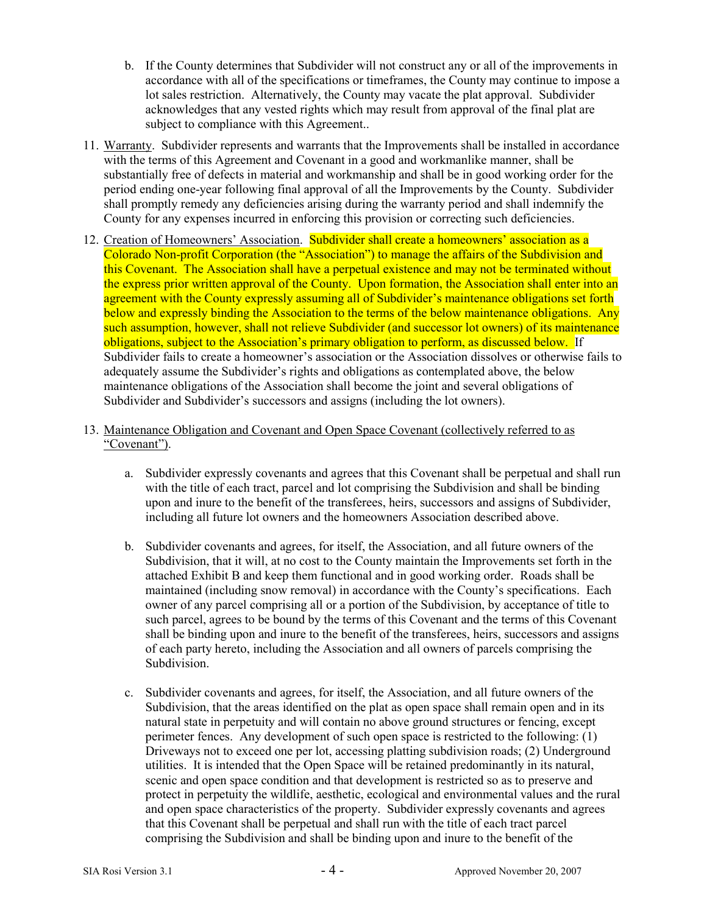b. If the County determines that Subdivider will not construct any or all of the improvements in accordance with all of the specifications or timeframes, the County may continue to impose a lot sales restriction. Alternatively, the County may vacate the plat approval. Subdivider acknowledges that any vested rights which may result from approval of the final plat are subject to compliance with this Agreement..

11. <u>Warranty</u>. Subdivider represents and warrants that the Improvements shall be installed in accordance with the terms of this Agreement and Covenant in a good and workmanlike manner, shall be substantially free of defects in material and workmanship and shall be in good working order for the period ending one-year following final approval of all the Improvements by the County. Subdivider shall promptly remedy any deficiencies arising during the warranty period and shall indemnify the County for any expenses incurred in enforcing this provision or correcting such deficiencies.

12. <u>Creation of Homeowners' Association</u>. Subdivider shall create a homeowners' association as a Colorado Non-profit Corporation (the "Association") to manage the affairs of the Subdivision and this Covenant. The Association shall have a perpetual existence and may not be terminated without the express prior written approval of the County. Upon formation, the Association shall enter into an agreement with the County expressly assuming all of Subdivider's maintenance obligations set forth below and expressly binding the Association to the terms of the below maintenance obligations. Any such assumption, however, shall not relieve Subdivider (and successor lot owners) of its maintenance obligations, subject to the Association's primary obligation to perform, as discussed below. If Subdivider fails to create a homeowner's association or the Association dissolves or otherwise fails to adequately assume the Subdivider's rights and obligations as contemplated above, the below maintenance obligations of the Association shall become the joint and several obligations of Subdivider and Subdivider's successors and assigns (including the lot owners).

13. <u>Maintenance Obligation and Covenant and Open Space Covenant (collectively referred to as "Covenant")</u>.

    a. Subdivider expressly covenants and agrees that this Covenant shall be perpetual and shall run with the title of each tract, parcel and lot comprising the Subdivision and shall be binding upon and inure to the benefit of the transferees, heirs, successors and assigns of Subdivider, including all future lot owners and the homeowners Association described above.

    b. Subdivider covenants and agrees, for itself, the Association, and all future owners of the Subdivision, that it will, at no cost to the County maintain the Improvements set forth in the attached Exhibit B and keep them functional and in good working order. Roads shall be maintained (including snow removal) in accordance with the County's specifications. Each owner of any parcel comprising all or a portion of the Subdivision, by acceptance of title to such parcel, agrees to be bound by the terms of this Covenant and the terms of this Covenant shall be binding upon and inure to the benefit of the transferees, heirs, successors and assigns of each party hereto, including the Association and all owners of parcels comprising the Subdivision.

    c. Subdivider covenants and agrees, for itself, the Association, and all future owners of the Subdivision, that the areas identified on the plat as open space shall remain open and in its natural state in perpetuity and will contain no above ground structures or fencing, except perimeter fences. Any development of such open space is restricted to the following: (1) Driveways not to exceed one per lot, accessing platting subdivision roads; (2) Underground utilities. It is intended that the Open Space will be retained predominantly in its natural, scenic and open space condition and that development is restricted so as to preserve and protect in perpetuity the wildlife, aesthetic, ecological and environmental values and the rural and open space characteristics of the property. Subdivider expressly covenants and agrees that this Covenant shall be perpetual and shall run with the title of each tract parcel comprising the Subdivision and shall be binding upon and inure to the benefit of the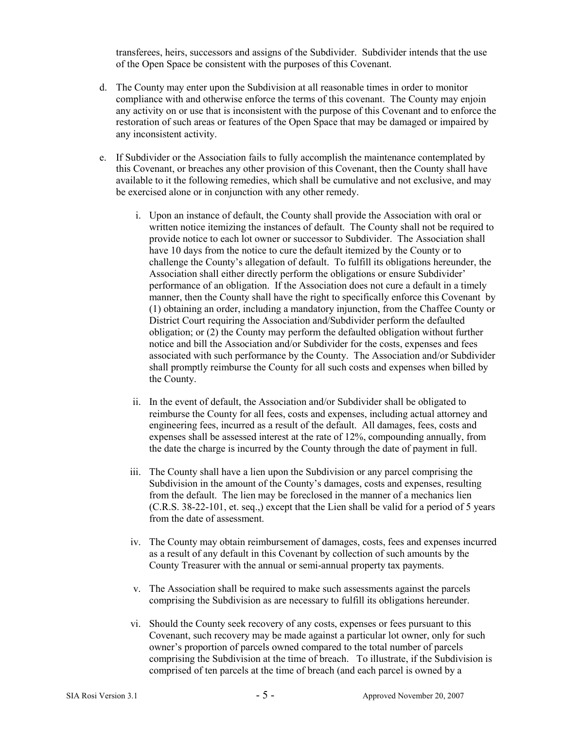transferees, heirs, successors and assigns of the Subdivider. Subdivider intends that the use of the Open Space be consistent with the purposes of this Covenant.

d. The County may enter upon the Subdivision at all reasonable times in order to monitor compliance with and otherwise enforce the terms of this covenant. The County may enjoin any activity on or use that is inconsistent with the purpose of this Covenant and to enforce the restoration of such areas or features of the Open Space that may be damaged or impaired by any inconsistent activity.

e. If Subdivider or the Association fails to fully accomplish the maintenance contemplated by this Covenant, or breaches any other provision of this Covenant, then the County shall have available to it the following remedies, which shall be cumulative and not exclusive, and may be exercised alone or in conjunction with any other remedy.

   i. Upon an instance of default, the County shall provide the Association with oral or written notice itemizing the instances of default. The County shall not be required to provide notice to each lot owner or successor to Subdivider. The Association shall have 10 days from the notice to cure the default itemized by the County or to challenge the County's allegation of default. To fulfill its obligations hereunder, the Association shall either directly perform the obligations or ensure Subdivider' performance of an obligation. If the Association does not cure a default in a timely manner, then the County shall have the right to specifically enforce this Covenant by (1) obtaining an order, including a mandatory injunction, from the Chaffee County or District Court requiring the Association and/Subdivider perform the defaulted obligation; or (2) the County may perform the defaulted obligation without further notice and bill the Association and/or Subdivider for the costs, expenses and fees associated with such performance by the County. The Association and/or Subdivider shall promptly reimburse the County for all such costs and expenses when billed by the County.

   ii. In the event of default, the Association and/or Subdivider shall be obligated to reimburse the County for all fees, costs and expenses, including actual attorney and engineering fees, incurred as a result of the default. All damages, fees, costs and expenses shall be assessed interest at the rate of 12%, compounding annually, from the date the charge is incurred by the County through the date of payment in full.

   iii. The County shall have a lien upon the Subdivision or any parcel comprising the Subdivision in the amount of the County's damages, costs and expenses, resulting from the default. The lien may be foreclosed in the manner of a mechanics lien (C.R.S. 38-22-101, et. seq.,) except that the Lien shall be valid for a period of 5 years from the date of assessment.

   iv. The County may obtain reimbursement of damages, costs, fees and expenses incurred as a result of any default in this Covenant by collection of such amounts by the County Treasurer with the annual or semi-annual property tax payments.

   v. The Association shall be required to make such assessments against the parcels comprising the Subdivision as are necessary to fulfill its obligations hereunder.

   vi. Should the County seek recovery of any costs, expenses or fees pursuant to this Covenant, such recovery may be made against a particular lot owner, only for such owner's proportion of parcels owned compared to the total number of parcels comprising the Subdivision at the time of breach. To illustrate, if the Subdivision is comprised of ten parcels at the time of breach (and each parcel is owned by a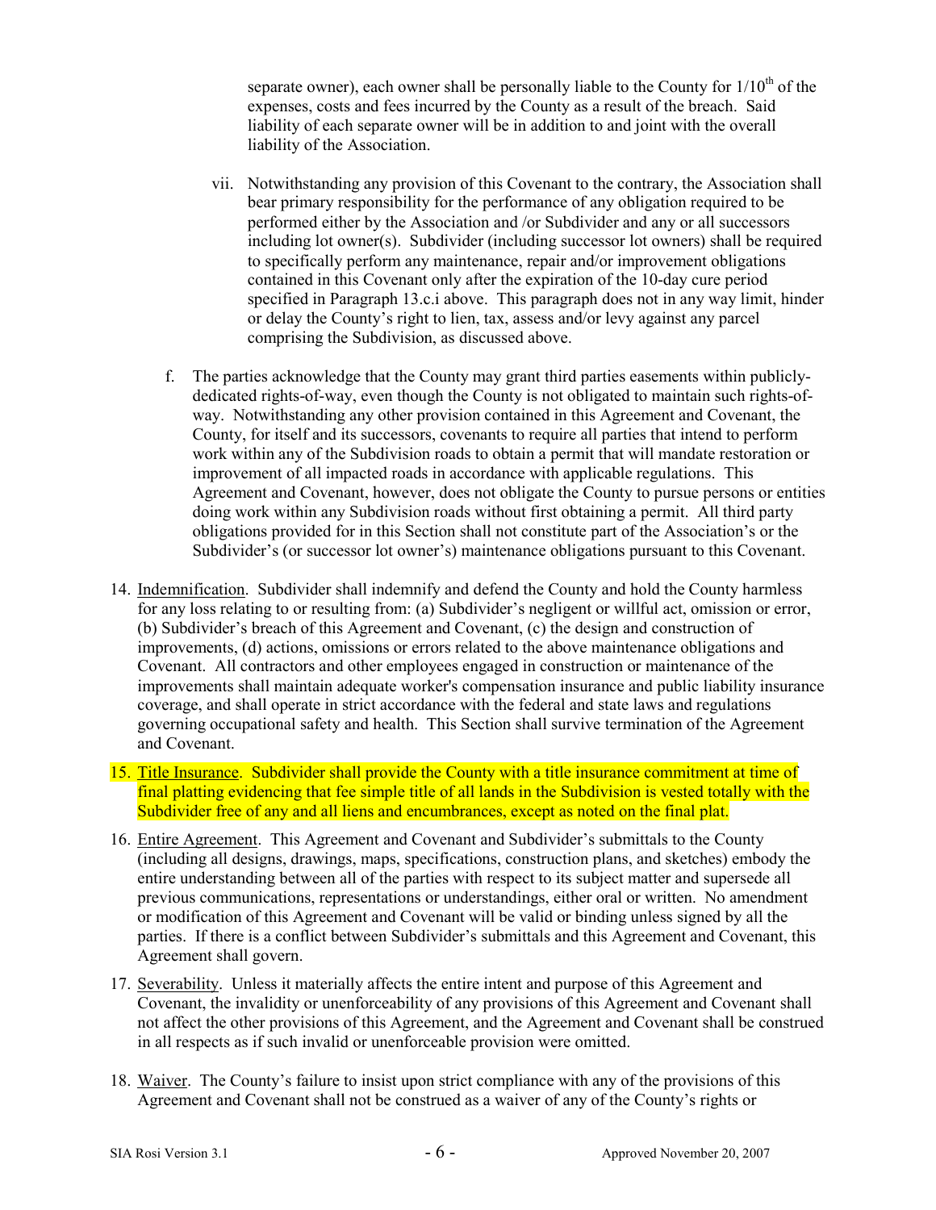separate owner), each owner shall be personally liable to the County for $1/10^{th}$ of the expenses, costs and fees incurred by the County as a result of the breach. Said liability of each separate owner will be in addition to and joint with the overall liability of the Association.

vii. Notwithstanding any provision of this Covenant to the contrary, the Association shall bear primary responsibility for the performance of any obligation required to be performed either by the Association and /or Subdivider and any or all successors including lot owner(s). Subdivider (including successor lot owners) shall be required to specifically perform any maintenance, repair and/or improvement obligations contained in this Covenant only after the expiration of the 10-day cure period specified in Paragraph 13.c.i above. This paragraph does not in any way limit, hinder or delay the County's right to lien, tax, assess and/or levy against any parcel comprising the Subdivision, as discussed above.

f. The parties acknowledge that the County may grant third parties easements within publicly-dedicated rights-of-way, even though the County is not obligated to maintain such rights-of-way. Notwithstanding any other provision contained in this Agreement and Covenant, the County, for itself and its successors, covenants to require all parties that intend to perform work within any of the Subdivision roads to obtain a permit that will mandate restoration or improvement of all impacted roads in accordance with applicable regulations. This Agreement and Covenant, however, does not obligate the County to pursue persons or entities doing work within any Subdivision roads without first obtaining a permit. All third party obligations provided for in this Section shall not constitute part of the Association's or the Subdivider's (or successor lot owner's) maintenance obligations pursuant to this Covenant.

14. Indemnification. Subdivider shall indemnify and defend the County and hold the County harmless for any loss relating to or resulting from: (a) Subdivider's negligent or willful act, omission or error, (b) Subdivider's breach of this Agreement and Covenant, (c) the design and construction of improvements, (d) actions, omissions or errors related to the above maintenance obligations and Covenant. All contractors and other employees engaged in construction or maintenance of the improvements shall maintain adequate worker's compensation insurance and public liability insurance coverage, and shall operate in strict accordance with the federal and state laws and regulations governing occupational safety and health. This Section shall survive termination of the Agreement and Covenant.

15. Title Insurance. Subdivider shall provide the County with a title insurance commitment at time of final platting evidencing that fee simple title of all lands in the Subdivision is vested totally with the Subdivider free of any and all liens and encumbrances, except as noted on the final plat.

16. Entire Agreement. This Agreement and Covenant and Subdivider's submittals to the County (including all designs, drawings, maps, specifications, construction plans, and sketches) embody the entire understanding between all of the parties with respect to its subject matter and supersede all previous communications, representations or understandings, either oral or written. No amendment or modification of this Agreement and Covenant will be valid or binding unless signed by all the parties. If there is a conflict between Subdivider's submittals and this Agreement and Covenant, this Agreement shall govern.

17. Severability. Unless it materially affects the entire intent and purpose of this Agreement and Covenant, the invalidity or unenforceability of any provisions of this Agreement and Covenant shall not affect the other provisions of this Agreement, and the Agreement and Covenant shall be construed in all respects as if such invalid or unenforceable provision were omitted.

18. Waiver. The County's failure to insist upon strict compliance with any of the provisions of this Agreement and Covenant shall not be construed as a waiver of any of the County's rights or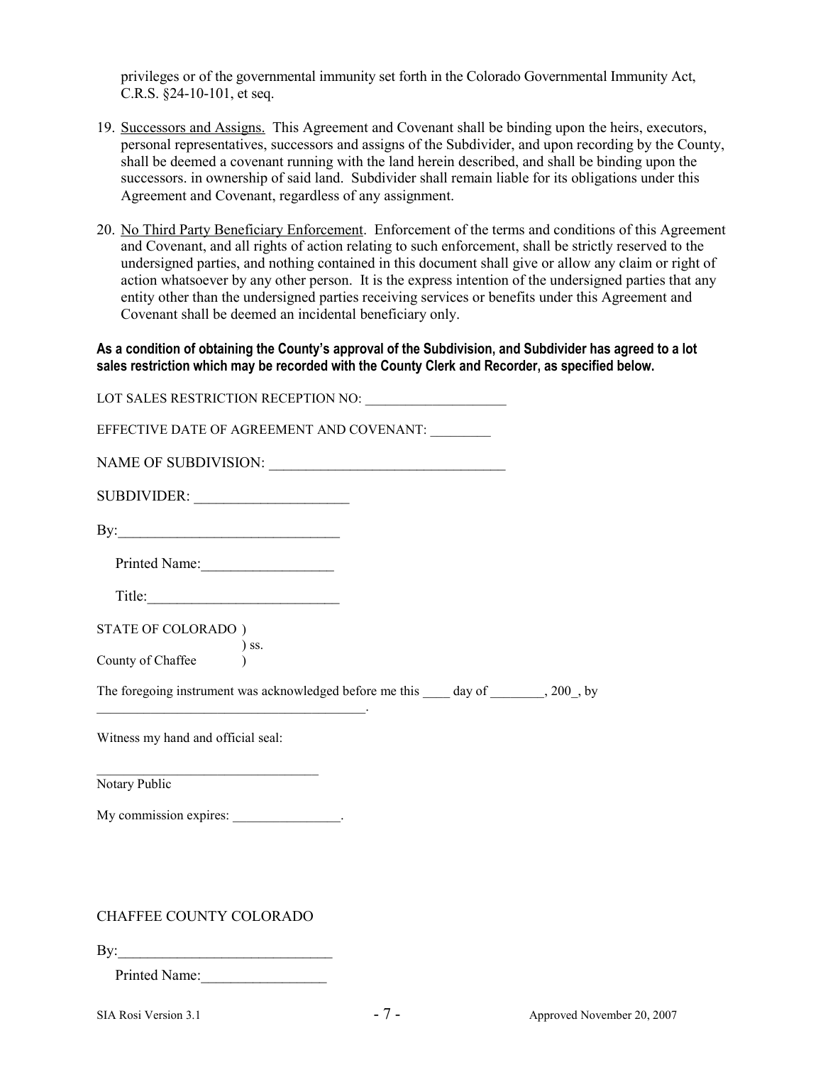privileges or of the governmental immunity set forth in the Colorado Governmental Immunity Act, C.R.S. §24-10-101, et seq.

19. Successors and Assigns. This Agreement and Covenant shall be binding upon the heirs, executors, personal representatives, successors and assigns of the Subdivider, and upon recording by the County, shall be deemed a covenant running with the land herein described, and shall be binding upon the successors. in ownership of said land. Subdivider shall remain liable for its obligations under this Agreement and Covenant, regardless of any assignment.

20. No Third Party Beneficiary Enforcement. Enforcement of the terms and conditions of this Agreement and Covenant, and all rights of action relating to such enforcement, shall be strictly reserved to the undersigned parties, and nothing contained in this document shall give or allow any claim or right of action whatsoever by any other person. It is the express intention of the undersigned parties that any entity other than the undersigned parties receiving services or benefits under this Agreement and Covenant shall be deemed an incidental beneficiary only.

**As a condition of obtaining the County's approval of the Subdivision, and Subdivider has agreed to a lot sales restriction which may be recorded with the County Clerk and Recorder, as specified below.**

LOT SALES RESTRICTION RECEPTION NO: ____________________

EFFECTIVE DATE OF AGREEMENT AND COVENANT: ________

NAME OF SUBDIVISION: ________________________________

SUBDIVIDER: ____________________

By:______________________________

Printed Name:__________________

Title:__________________________

STATE OF COLORADO )
) ss.
County of Chaffee )

The foregoing instrument was acknowledged before me this ____ day of ________, 200_, by ________________________________________.

Witness my hand and official seal:

________________________________
Notary Public

My commission expires: ________________.

CHAFFEE COUNTY COLORADO

By:_____________________________

Printed Name:_________________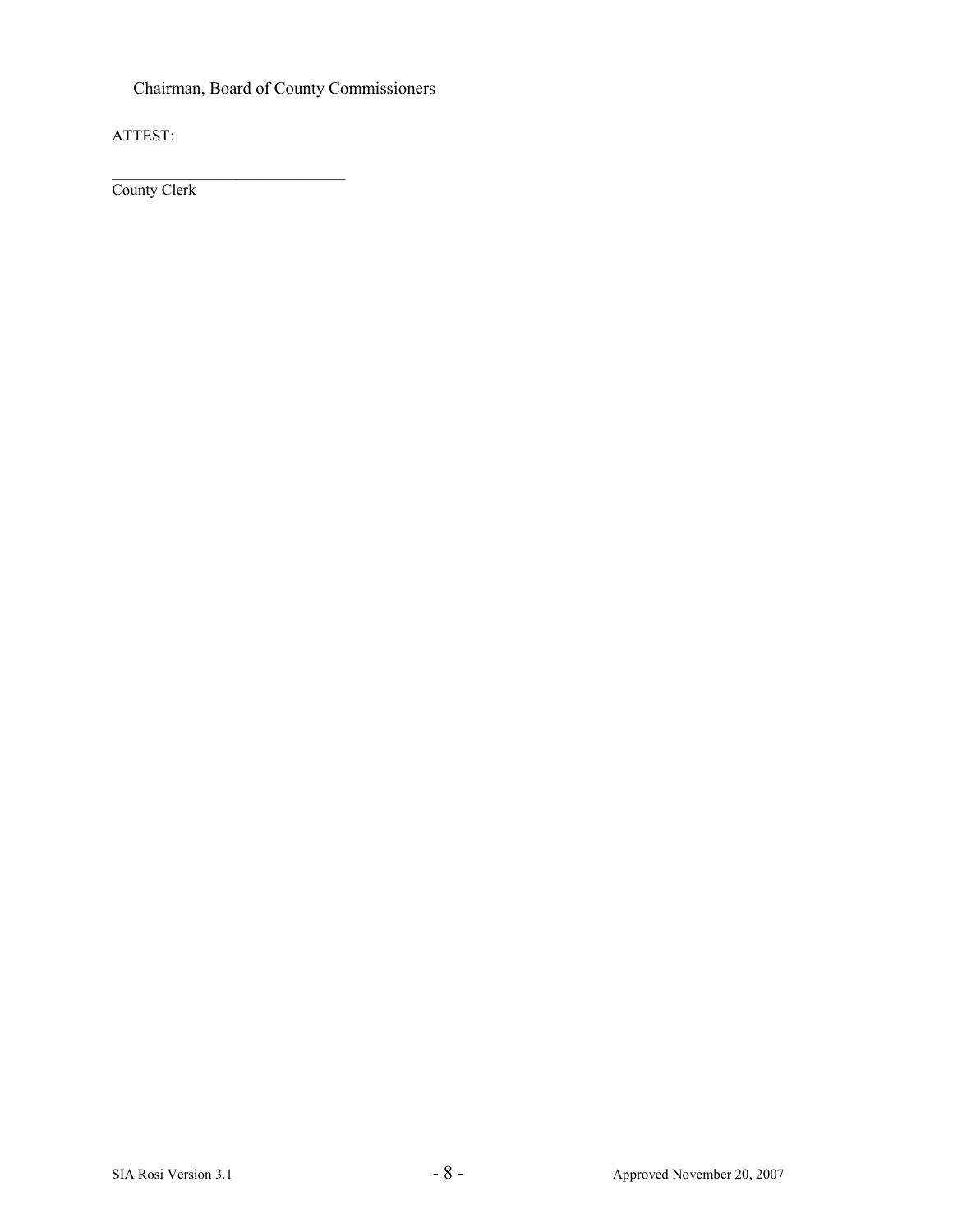Chairman, Board of County Commissioners

ATTEST:

______________________________
County Clerk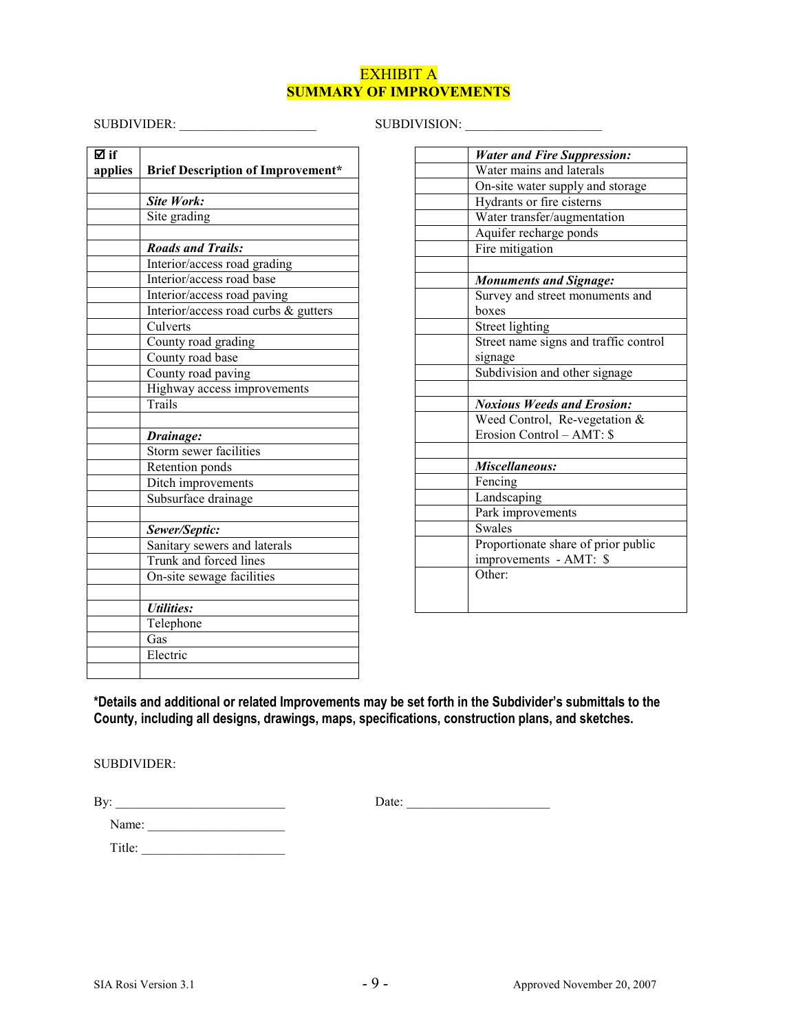# EXHIBIT A
## SUMMARY OF IMPROVEMENTS

SUBDIVIDER: ____________________ SUBDIVISION: ____________________

| ☑ if applies | Brief Description of Improvement* |
|---|---|
| | |
| | ***Site Work:*** |
| | Site grading |
| | |
| | ***Roads and Trails:*** |
| | Interior/access road grading |
| | Interior/access road base |
| | Interior/access road paving |
| | Interior/access road curbs & gutters |
| | Culverts |
| | County road grading |
| | County road base |
| | County road paving |
| | Highway access improvements |
| | Trails |
| | |
| | ***Drainage:*** |
| | Storm sewer facilities |
| | Retention ponds |
| | Ditch improvements |
| | Subsurface drainage |
| | |
| | ***Sewer/Septic:*** |
| | Sanitary sewers and laterals |
| | Trunk and forced lines |
| | On-site sewage facilities |
| | |
| | ***Utilities:*** |
| | Telephone |
| | Gas |
| | Electric |
| | |
| | ***Water and Fire Suppression:*** |
| | Water mains and laterals |
| | On-site water supply and storage |
| | Hydrants or fire cisterns |
| | Water transfer/augmentation |
| | Aquifer recharge ponds |
| | Fire mitigation |
| | |
| | ***Monuments and Signage:*** |
| | Survey and street monuments and boxes |
| | Street lighting |
| | Street name signs and traffic control signage |
| | Subdivision and other signage |
| | |
| | ***Noxious Weeds and Erosion:*** |
| | Weed Control, Re-vegetation & Erosion Control – AMT: $ |
| | |
| | ***Miscellaneous:*** |
| | Fencing |
| | Landscaping |
| | Park improvements |
| | Swales |
| | Proportionate share of prior public improvements - AMT: $ |
| | Other: |

**\*Details and additional or related Improvements may be set forth in the Subdivider's submittals to the County, including all designs, drawings, maps, specifications, construction plans, and sketches.**

SUBDIVIDER:

By: __________________________ Date: ______________________

Name: ______________________

Title: ______________________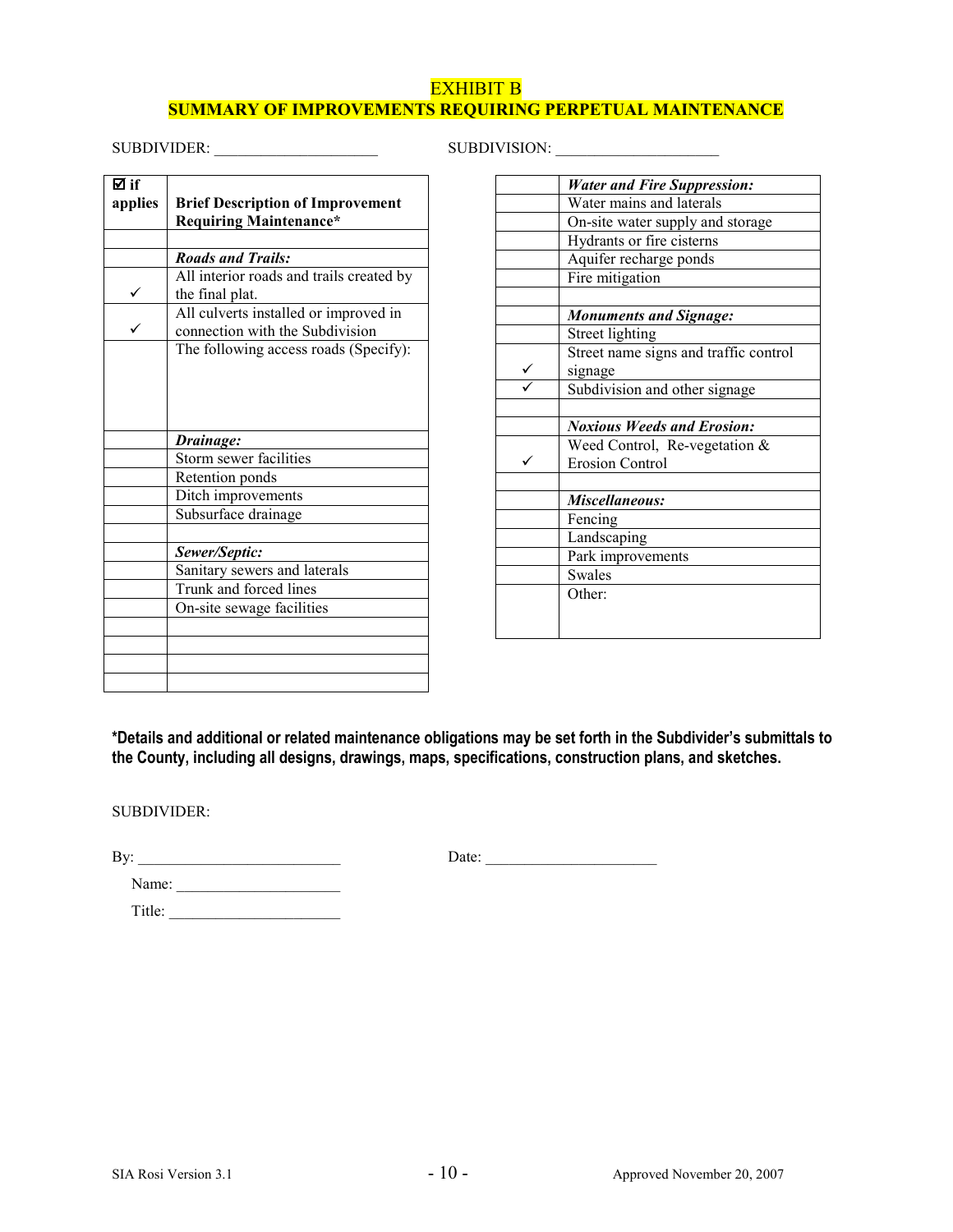# EXHIBIT B

## SUMMARY OF IMPROVEMENTS REQUIRING PERPETUAL MAINTENANCE

SUBDIVIDER: ____________________ SUBDIVISION: ____________________

| ☑ if applies | Brief Description of Improvement Requiring Maintenance* |
|---|---|
| | |
| | ***Roads and Trails:*** |
| ✓ | All interior roads and trails created by the final plat. |
| ✓ | All culverts installed or improved in connection with the Subdivision |
| | The following access roads (Specify): |
| | ***Drainage:*** |
| | Storm sewer facilities |
| | Retention ponds |
| | Ditch improvements |
| | Subsurface drainage |
| | |
| | ***Sewer/Septic:*** |
| | Sanitary sewers and laterals |
| | Trunk and forced lines |
| | On-site sewage facilities |
| | |
| | |
| | |
| | |

| | |
|---|---|
| | ***Water and Fire Suppression:*** |
| | Water mains and laterals |
| | On-site water supply and storage |
| | Hydrants or fire cisterns |
| | Aquifer recharge ponds |
| | Fire mitigation |
| | |
| | ***Monuments and Signage:*** |
| | Street lighting |
| ✓ | Street name signs and traffic control signage |
| ✓ | Subdivision and other signage |
| | |
| | ***Noxious Weeds and Erosion:*** |
| ✓ | Weed Control, Re-vegetation & Erosion Control |
| | |
| | ***Miscellaneous:*** |
| | Fencing |
| | Landscaping |
| | Park improvements |
| | Swales |
| | Other: |

**\*Details and additional or related maintenance obligations may be set forth in the Subdivider's submittals to the County, including all designs, drawings, maps, specifications, construction plans, and sketches.**

SUBDIVIDER:

By: ________________________ Date: ____________________

Name: ____________________

Title: ____________________

SIA Rosi Version 3.1 Approved November 20, 2007